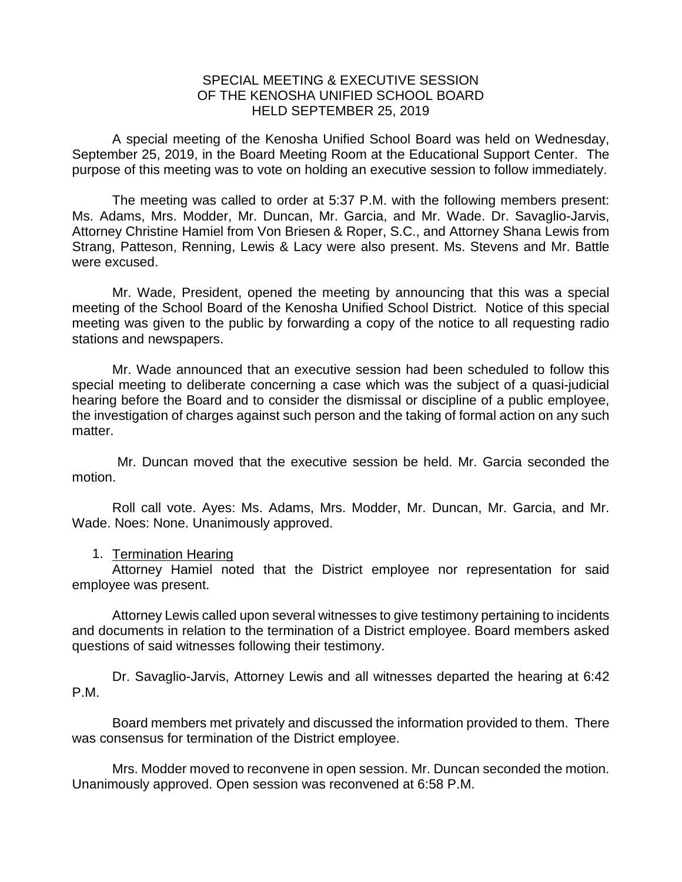# SPECIAL MEETING & EXECUTIVE SESSION OF THE KENOSHA UNIFIED SCHOOL BOARD HELD SEPTEMBER 25, 2019

A special meeting of the Kenosha Unified School Board was held on Wednesday, September 25, 2019, in the Board Meeting Room at the Educational Support Center. The purpose of this meeting was to vote on holding an executive session to follow immediately.

The meeting was called to order at 5:37 P.M. with the following members present: Ms. Adams, Mrs. Modder, Mr. Duncan, Mr. Garcia, and Mr. Wade. Dr. Savaglio-Jarvis, Attorney Christine Hamiel from Von Briesen & Roper, S.C., and Attorney Shana Lewis from Strang, Patteson, Renning, Lewis & Lacy were also present. Ms. Stevens and Mr. Battle were excused.

Mr. Wade, President, opened the meeting by announcing that this was a special meeting of the School Board of the Kenosha Unified School District. Notice of this special meeting was given to the public by forwarding a copy of the notice to all requesting radio stations and newspapers.

Mr. Wade announced that an executive session had been scheduled to follow this special meeting to deliberate concerning a case which was the subject of a quasi-judicial hearing before the Board and to consider the dismissal or discipline of a public employee, the investigation of charges against such person and the taking of formal action on any such matter.

Mr. Duncan moved that the executive session be held. Mr. Garcia seconded the motion.

Roll call vote. Ayes: Ms. Adams, Mrs. Modder, Mr. Duncan, Mr. Garcia, and Mr. Wade. Noes: None. Unanimously approved.

1. Termination Hearing

Attorney Hamiel noted that the District employee nor representation for said employee was present.

Attorney Lewis called upon several witnesses to give testimony pertaining to incidents and documents in relation to the termination of a District employee. Board members asked questions of said witnesses following their testimony.

Dr. Savaglio-Jarvis, Attorney Lewis and all witnesses departed the hearing at 6:42 P.M.

Board members met privately and discussed the information provided to them. There was consensus for termination of the District employee.

Mrs. Modder moved to reconvene in open session. Mr. Duncan seconded the motion. Unanimously approved. Open session was reconvened at 6:58 P.M.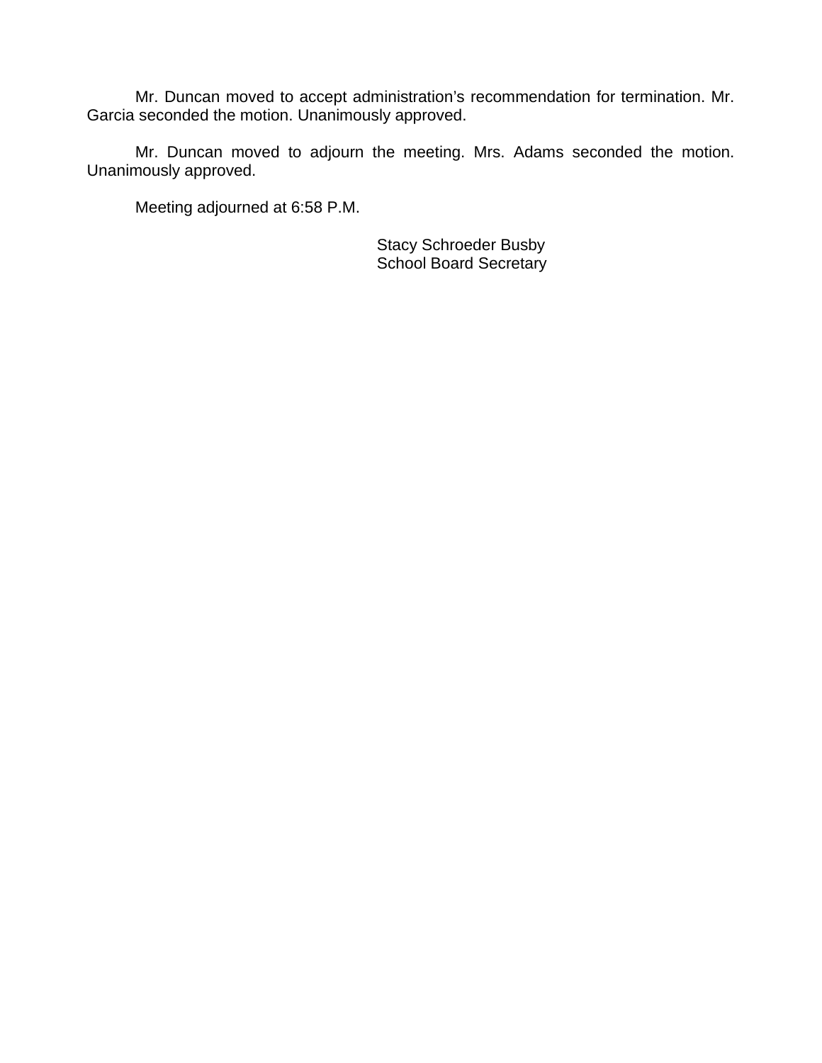Mr. Duncan moved to accept administration's recommendation for termination. Mr. Garcia seconded the motion. Unanimously approved.

Mr. Duncan moved to adjourn the meeting. Mrs. Adams seconded the motion. Unanimously approved.

Meeting adjourned at 6:58 P.M.

Stacy Schroeder Busby
School Board Secretary